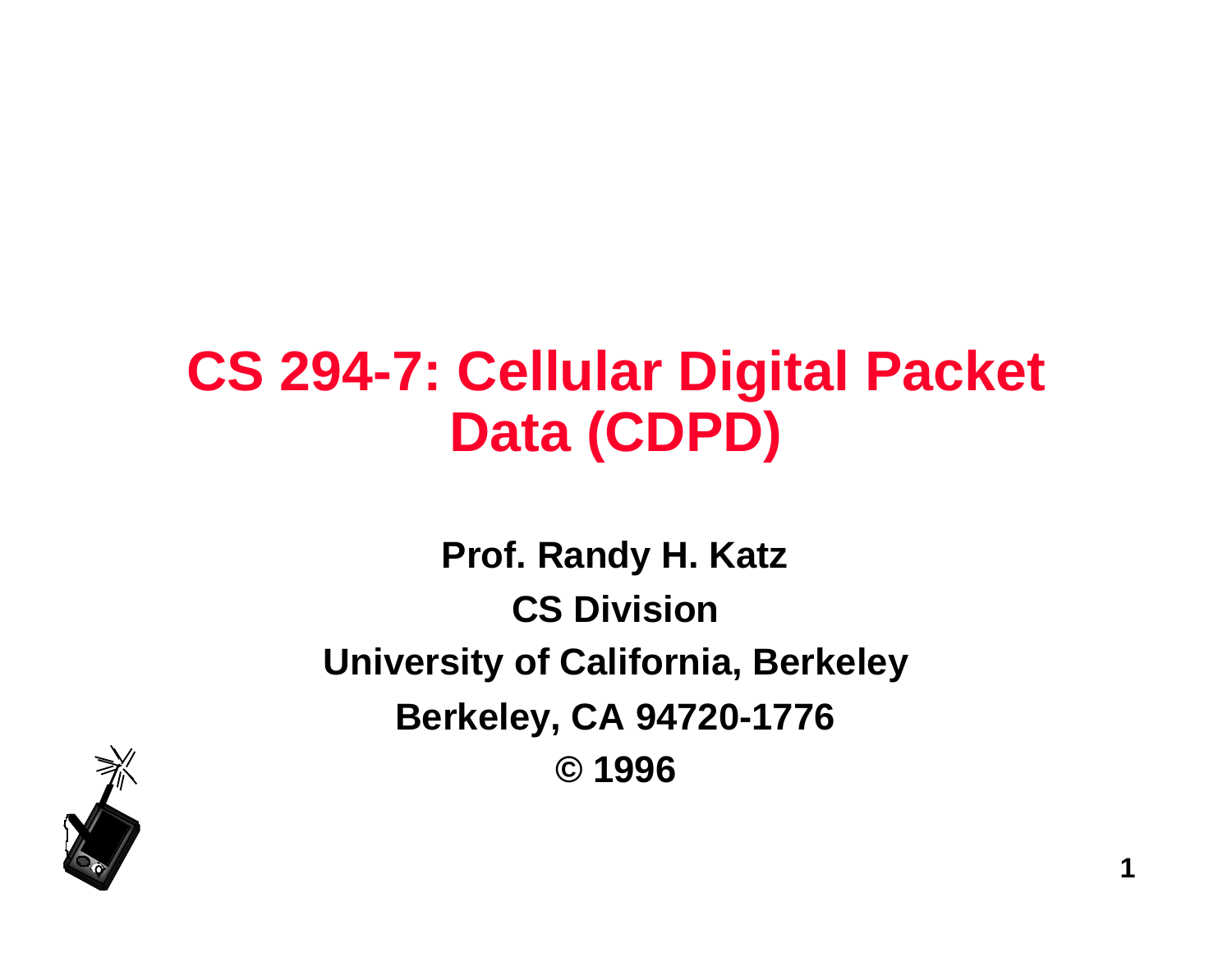# CS 294-7: Cellular Digital Packet Data (CDPD)

**Prof. Randy H. Katz**

**CS Division**

**University of California, Berkeley**

**Berkeley, CA 94720-1776**

**© 1996**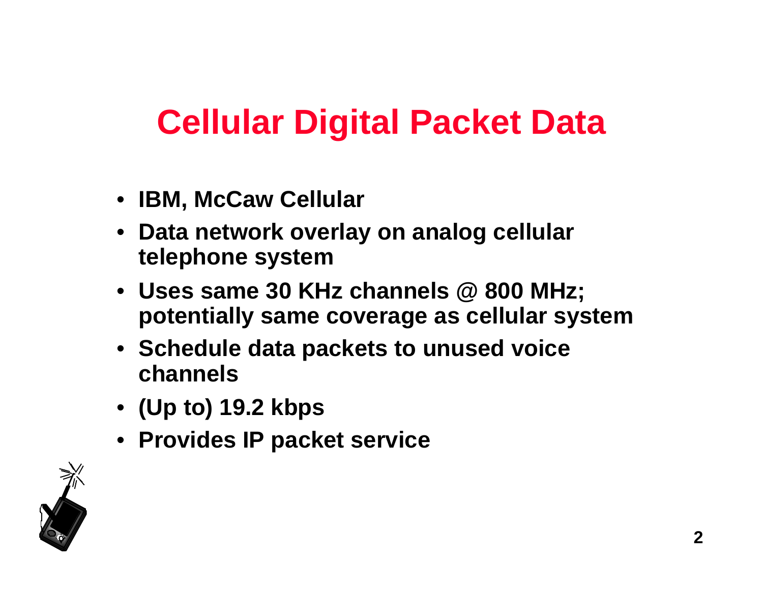# Cellular Digital Packet Data

- **IBM, McCaw Cellular**
- **Data network overlay on analog cellular telephone system**
- **Uses same 30 KHz channels @ 800 MHz; potentially same coverage as cellular system**
- **Schedule data packets to unused voice channels**
- **(Up to) 19.2 kbps**
- **Provides IP packet service**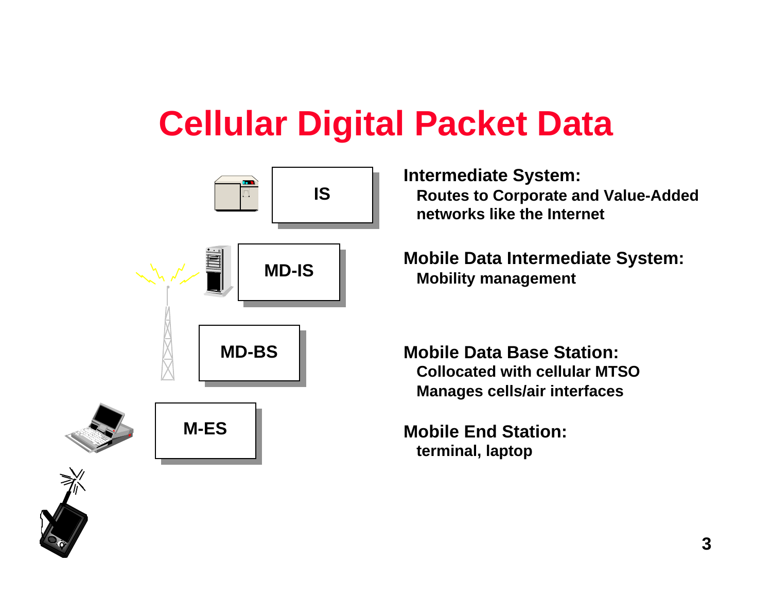# Cellular Digital Packet Data

IS

MD-IS

MD-BS

M-ES

**Intermediate System:**
- Routes to Corporate and Value-Added networks like the Internet

**Mobile Data Intermediate System:**
- Mobility management

**Mobile Data Base Station:**
- Collocated with cellular MTSO
- Manages cells/air interfaces

**Mobile End Station:**
- terminal, laptop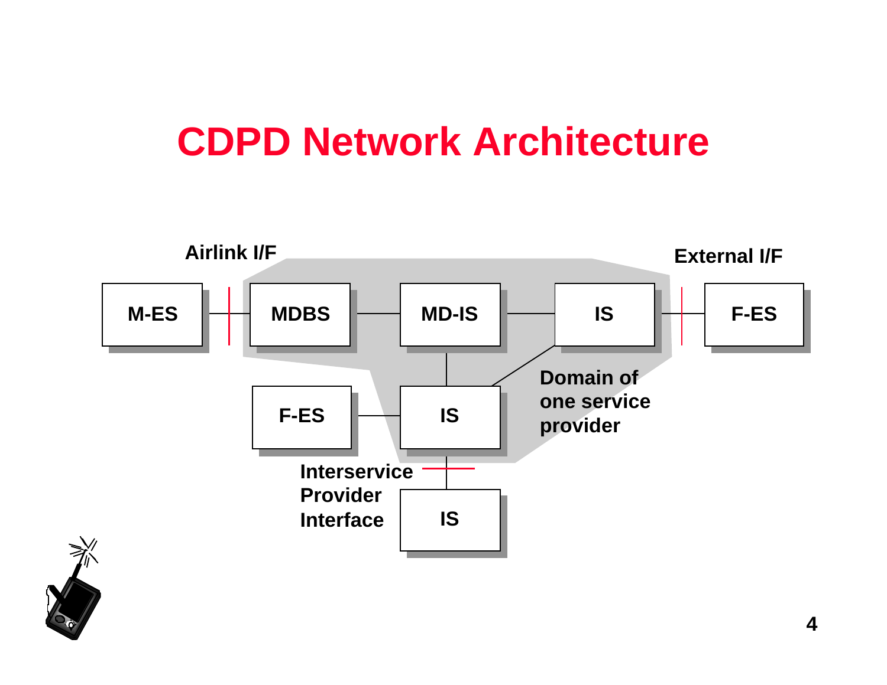# CDPD Network Architecture

Airlink I/F

External I/F

M-ES

MDBS

MD-IS

IS

F-ES

F-ES

IS

Domain of one service provider

Interservice Provider Interface

IS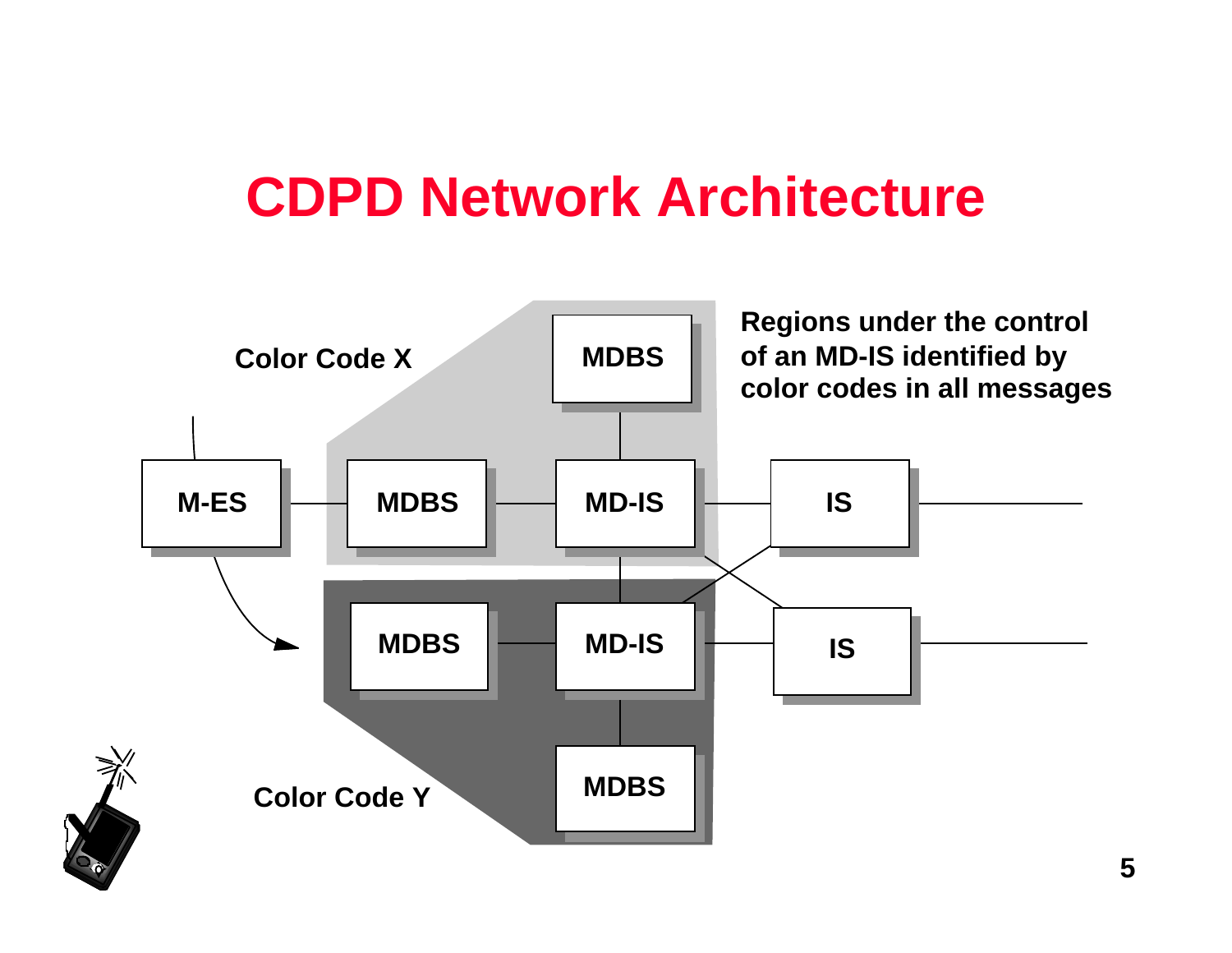# CDPD Network Architecture

Color Code X

MDBS

Regions under the control of an MD-IS identified by color codes in all messages

M-ES

MDBS

MD-IS

IS

MDBS

MD-IS

IS

Color Code Y

MDBS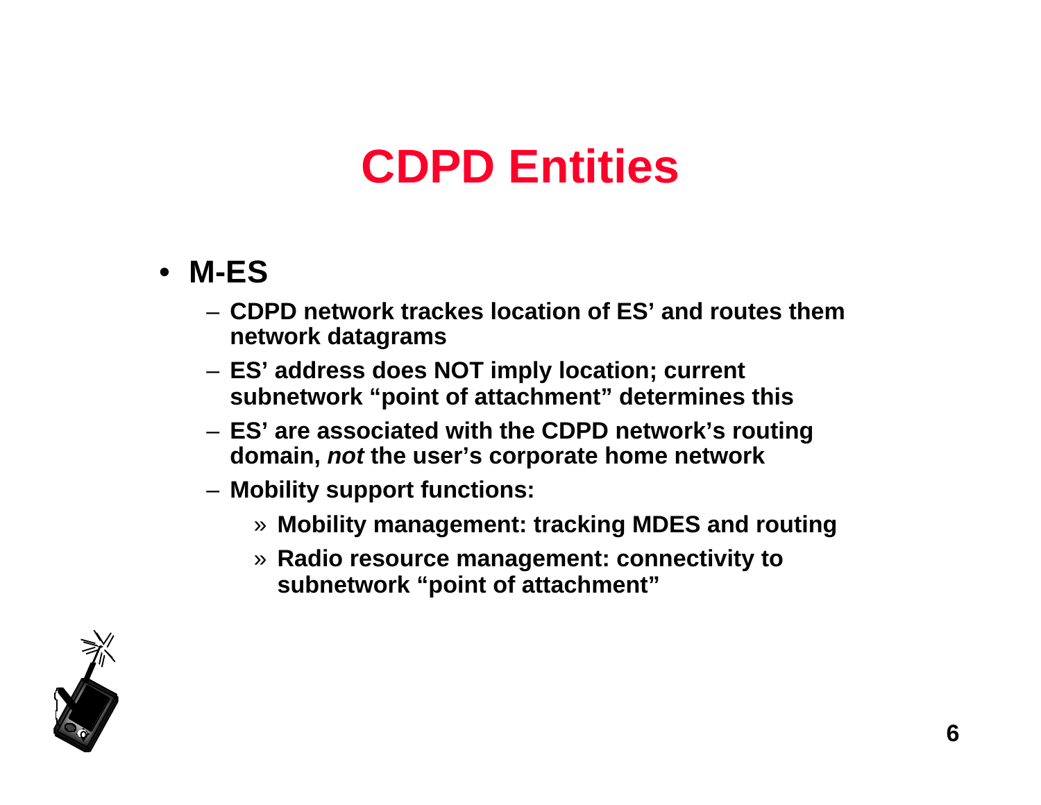# CDPD Entities

- **M-ES**
  - **CDPD network trackes location of ES' and routes them network datagrams**
  - **ES' address does NOT imply location; current subnetwork "point of attachment" determines this**
  - **ES' are associated with the CDPD network's routing domain, *not* the user's corporate home network**
  - **Mobility support functions:**
    - » **Mobility management: tracking MDES and routing**
    - » **Radio resource management: connectivity to subnetwork "point of attachment"**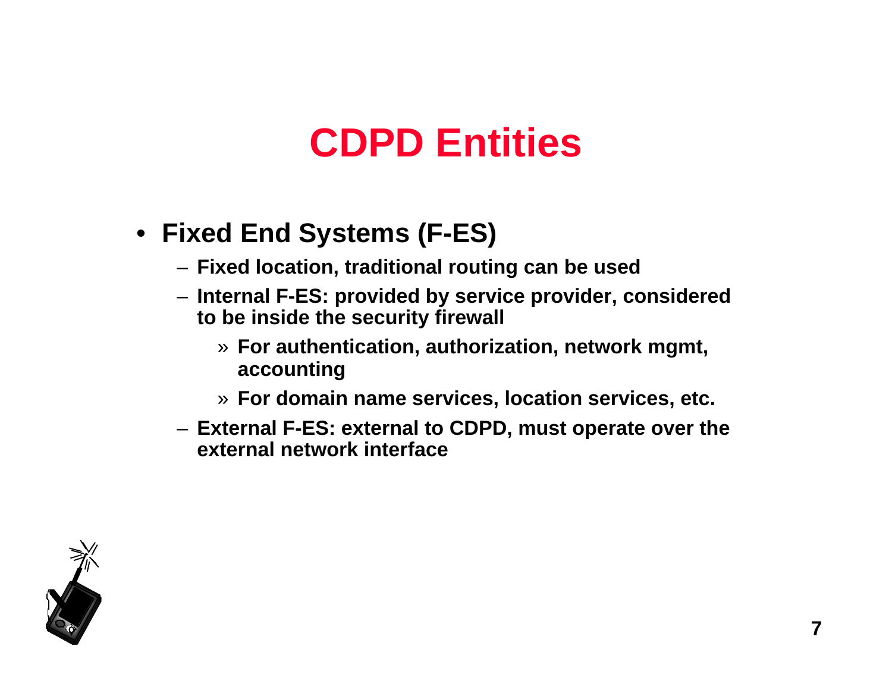# CDPD Entities

- **Fixed End Systems (F-ES)**
  - **Fixed location, traditional routing can be used**
  - **Internal F-ES: provided by service provider, considered to be inside the security firewall**
    - » **For authentication, authorization, network mgmt, accounting**
    - » **For domain name services, location services, etc.**
  - **External F-ES: external to CDPD, must operate over the external network interface**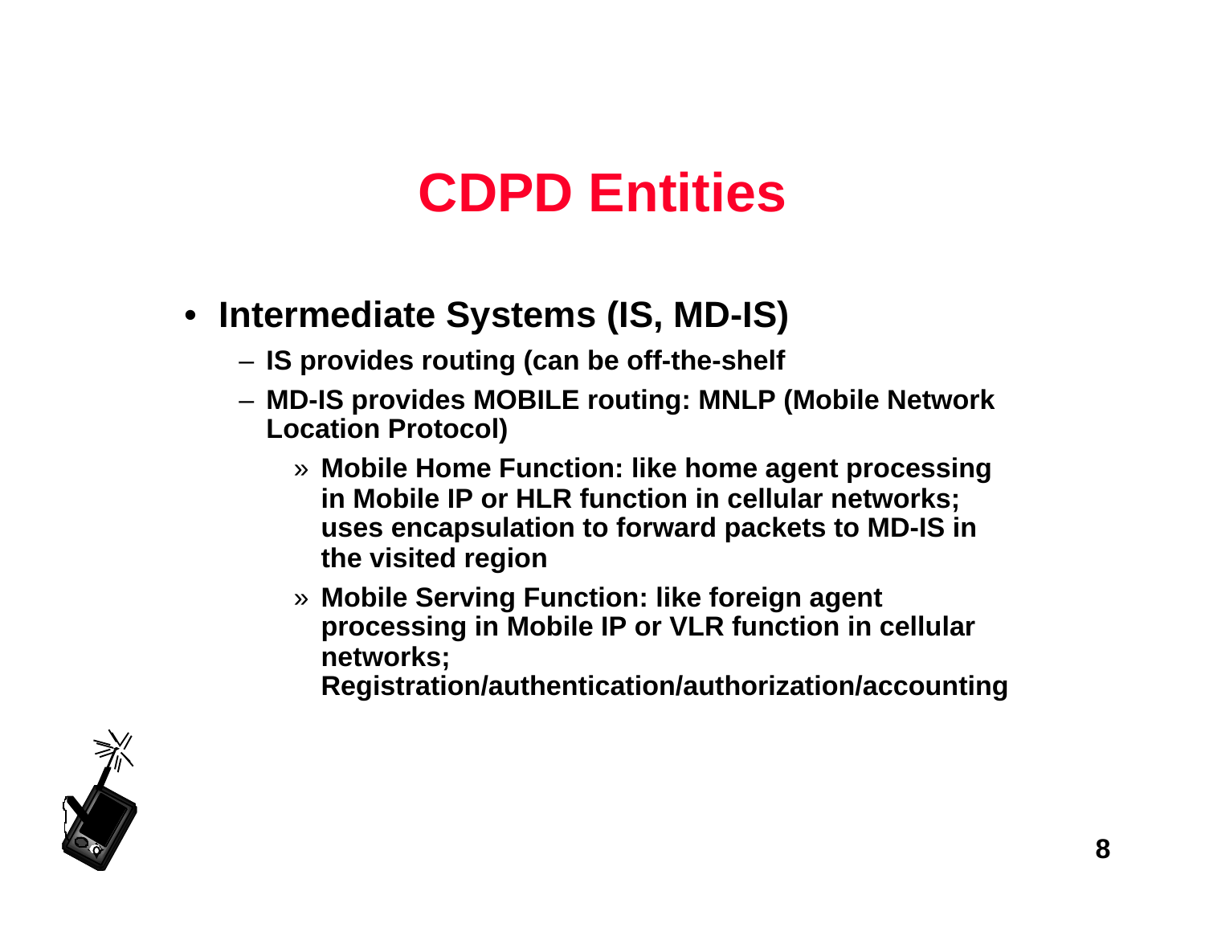# CDPD Entities

- **Intermediate Systems (IS, MD-IS)**
  - **IS provides routing (can be off-the-shelf**
  - **MD-IS provides MOBILE routing: MNLP (Mobile Network Location Protocol)**
    - **Mobile Home Function: like home agent processing in Mobile IP or HLR function in cellular networks; uses encapsulation to forward packets to MD-IS in the visited region**
    - **Mobile Serving Function: like foreign agent processing in Mobile IP or VLR function in cellular networks; Registration/authentication/authorization/accounting**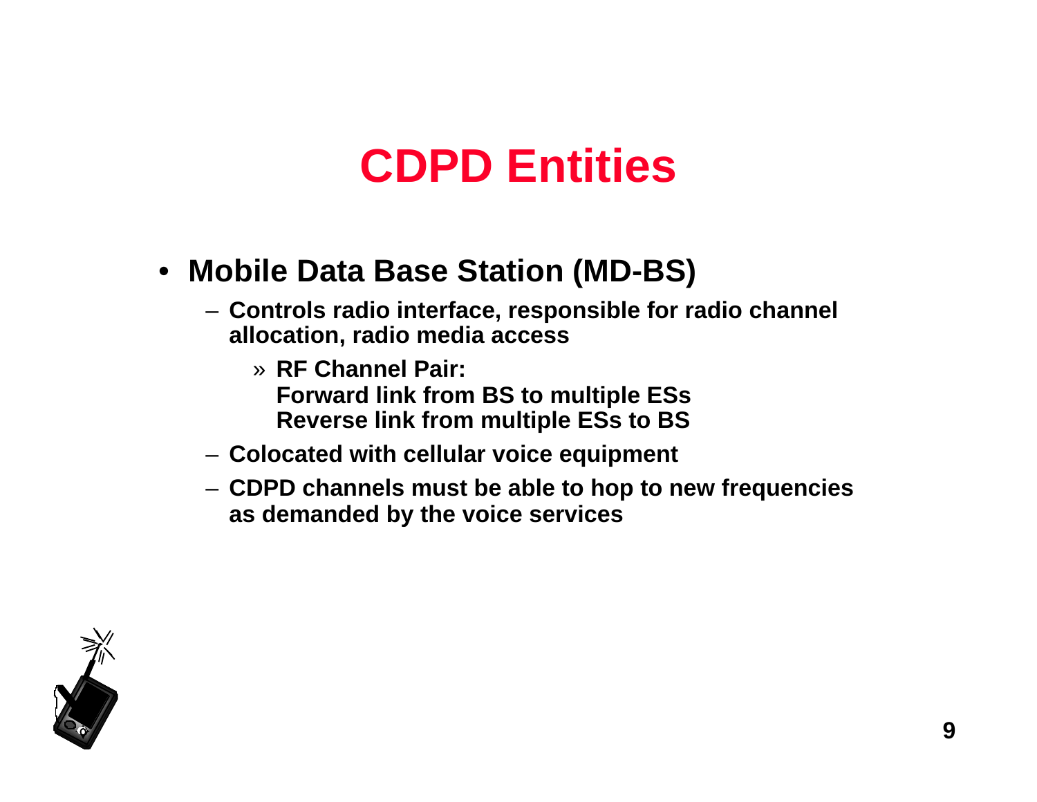# CDPD Entities

- **Mobile Data Base Station (MD-BS)**
  - **Controls radio interface, responsible for radio channel allocation, radio media access**
    - » **RF Channel Pair:**
      **Forward link from BS to multiple ESs**
      **Reverse link from multiple ESs to BS**
  - **Colocated with cellular voice equipment**
  - **CDPD channels must be able to hop to new frequencies as demanded by the voice services**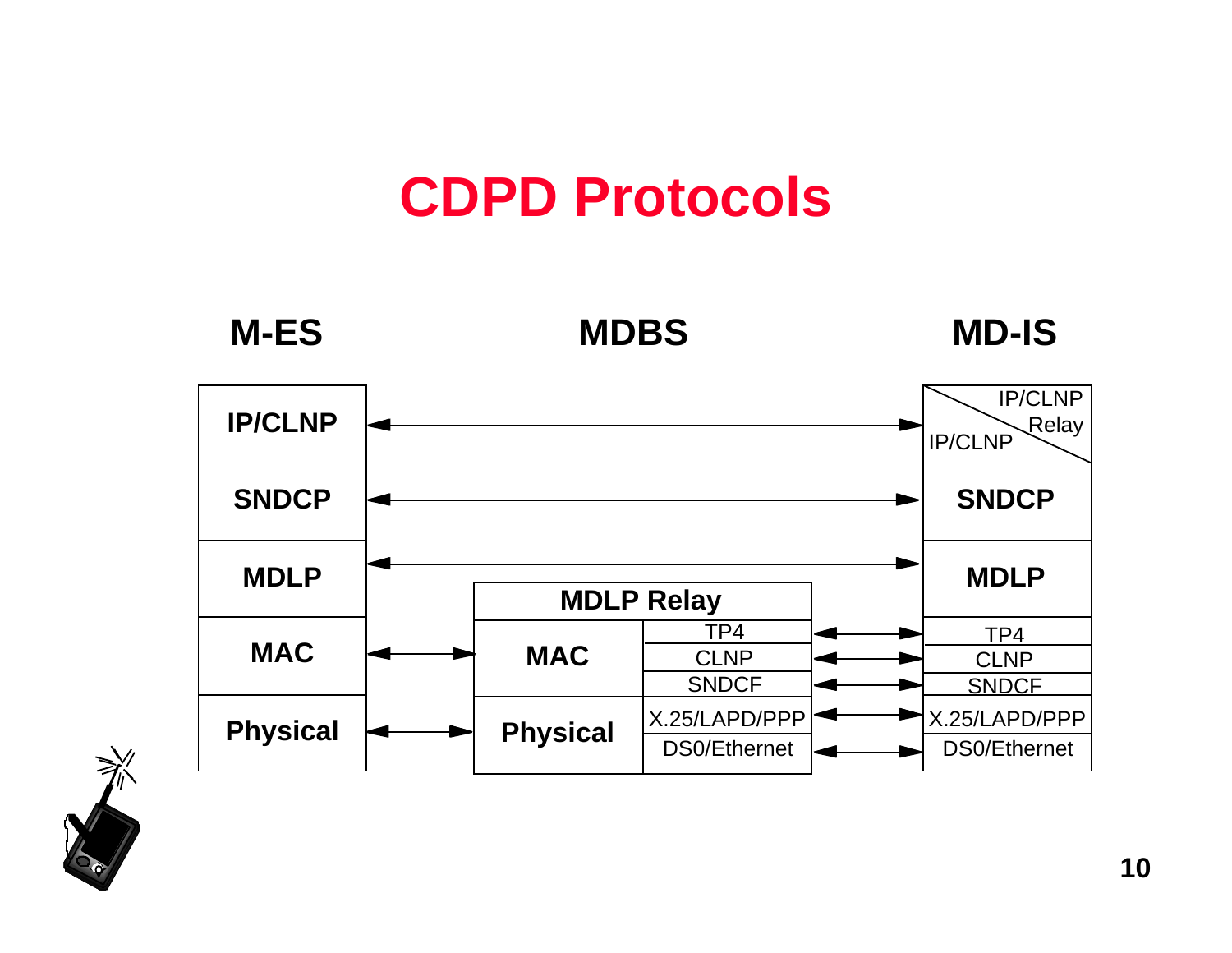# CDPD Protocols

| M-ES | MDBS | | MD-IS |
|---|---|---|---|
| IP/CLNP | | | IP/CLNP / IP/CLNP Relay |
| SNDCP | | | SNDCP |
| MDLP | MDLP Relay | | MDLP |
| MAC | MAC | TP4 | TP4 |
| | | CLNP | CLNP |
| | | SNDCF | SNDCF |
| Physical | Physical | X.25/LAPD/PPP | X.25/LAPD/PPP |
| | | DS0/Ethernet | DS0/Ethernet |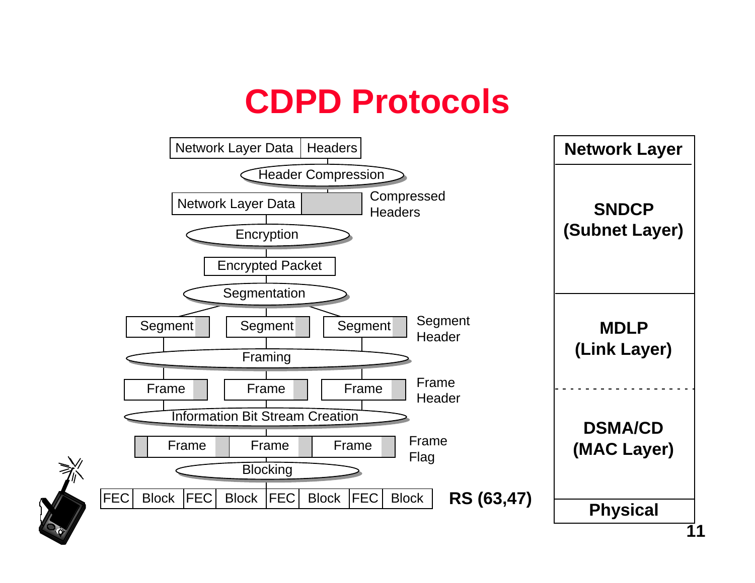# CDPD Protocols

Network Layer Data | Headers

Header Compression

Network Layer Data | Compressed Headers

Encryption

Encrypted Packet

Segmentation

Segment | Segment | Segment — Segment Header

Framing

Frame | Frame | Frame — Frame Header

Information Bit Stream Creation

Frame | Frame | Frame — Frame Flag

Blocking

FEC | Block | FEC | Block | FEC | Block | FEC | Block — **RS (63,47)**

| **Network Layer** |
|---|
| **SNDCP (Subnet Layer)** |
| **MDLP (Link Layer)** |
| **DSMA/CD (MAC Layer)** |
| **Physical** |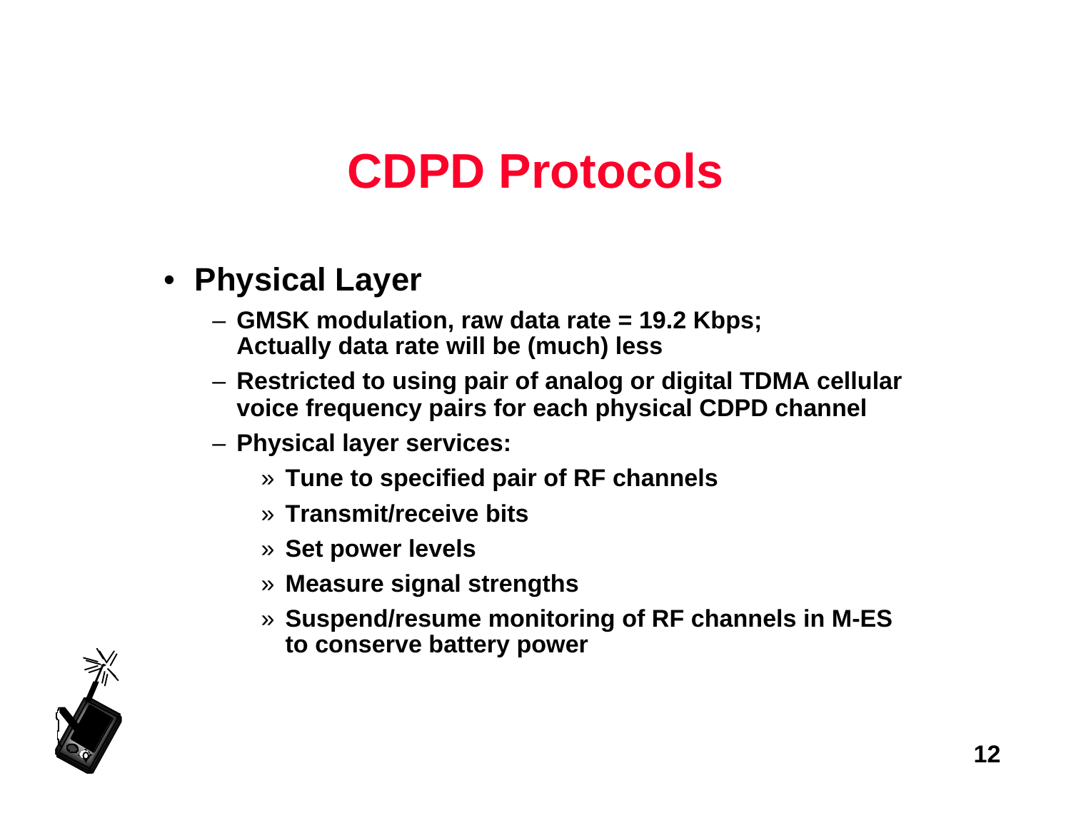# CDPD Protocols

- **Physical Layer**
  - **GMSK modulation, raw data rate = 19.2 Kbps; Actually data rate will be (much) less**
  - **Restricted to using pair of analog or digital TDMA cellular voice frequency pairs for each physical CDPD channel**
  - **Physical layer services:**
    - » **Tune to specified pair of RF channels**
    - » **Transmit/receive bits**
    - » **Set power levels**
    - » **Measure signal strengths**
    - » **Suspend/resume monitoring of RF channels in M-ES to conserve battery power**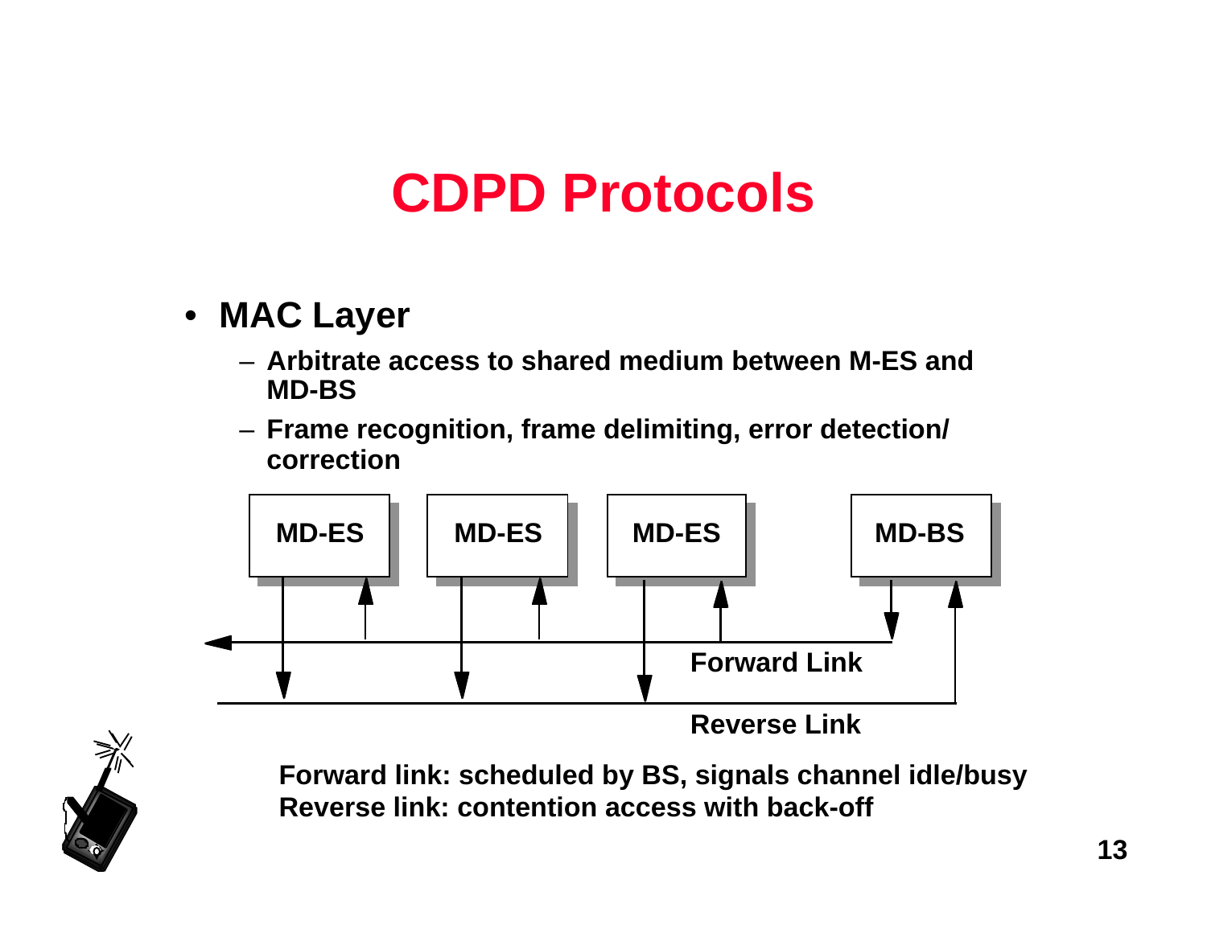# CDPD Protocols

- **MAC Layer**
  - Arbitrate access to shared medium between M-ES and MD-BS
  - Frame recognition, frame delimiting, error detection/ correction

MD-ES | MD-ES | MD-ES | MD-BS

Forward Link

Reverse Link

**Forward link: scheduled by BS, signals channel idle/busy**
**Reverse link: contention access with back-off**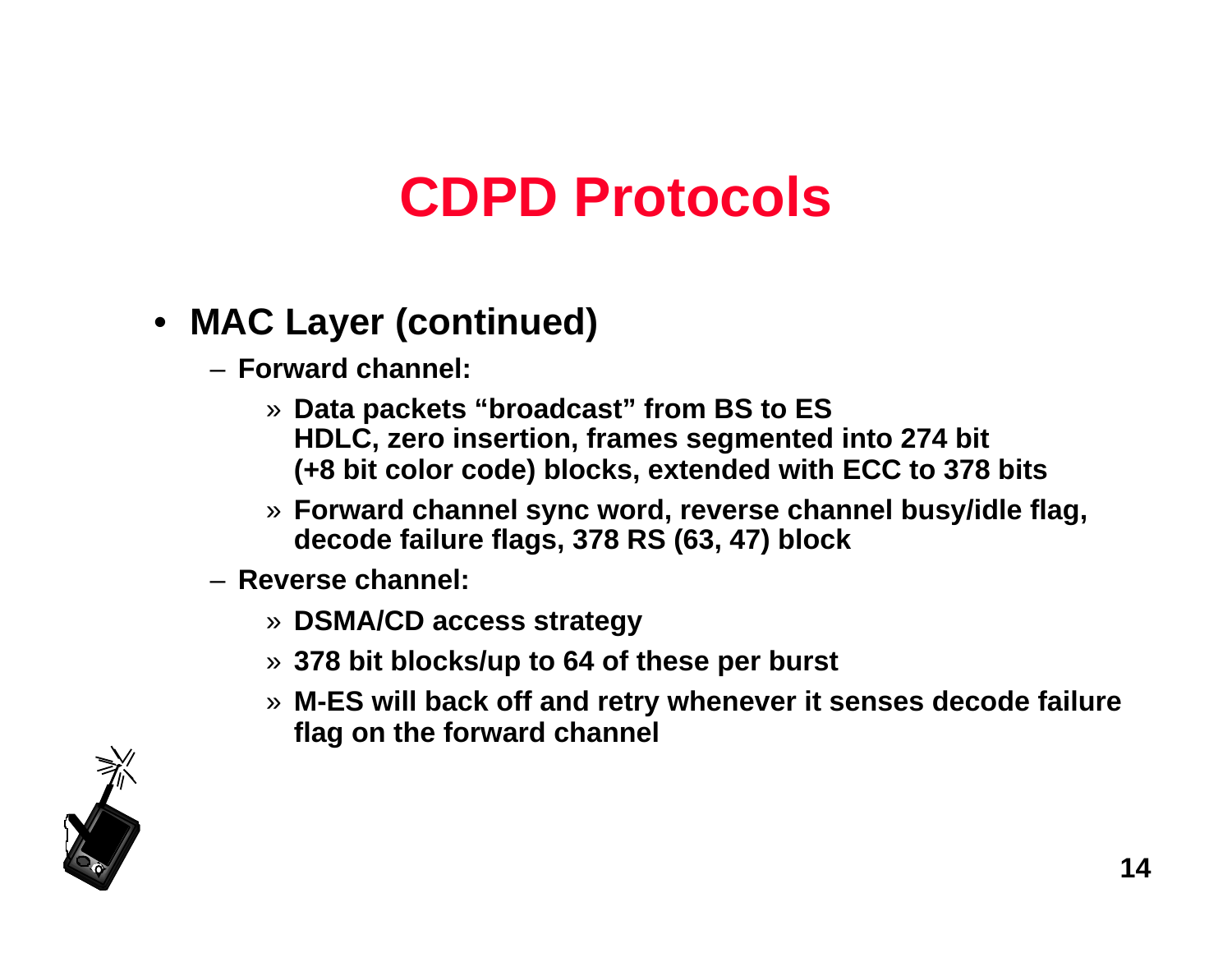# CDPD Protocols

- **MAC Layer (continued)**
  - **Forward channel:**
    - **Data packets "broadcast" from BS to ES HDLC, zero insertion, frames segmented into 274 bit (+8 bit color code) blocks, extended with ECC to 378 bits**
    - **Forward channel sync word, reverse channel busy/idle flag, decode failure flags, 378 RS (63, 47) block**
  - **Reverse channel:**
    - **DSMA/CD access strategy**
    - **378 bit blocks/up to 64 of these per burst**
    - **M-ES will back off and retry whenever it senses decode failure flag on the forward channel**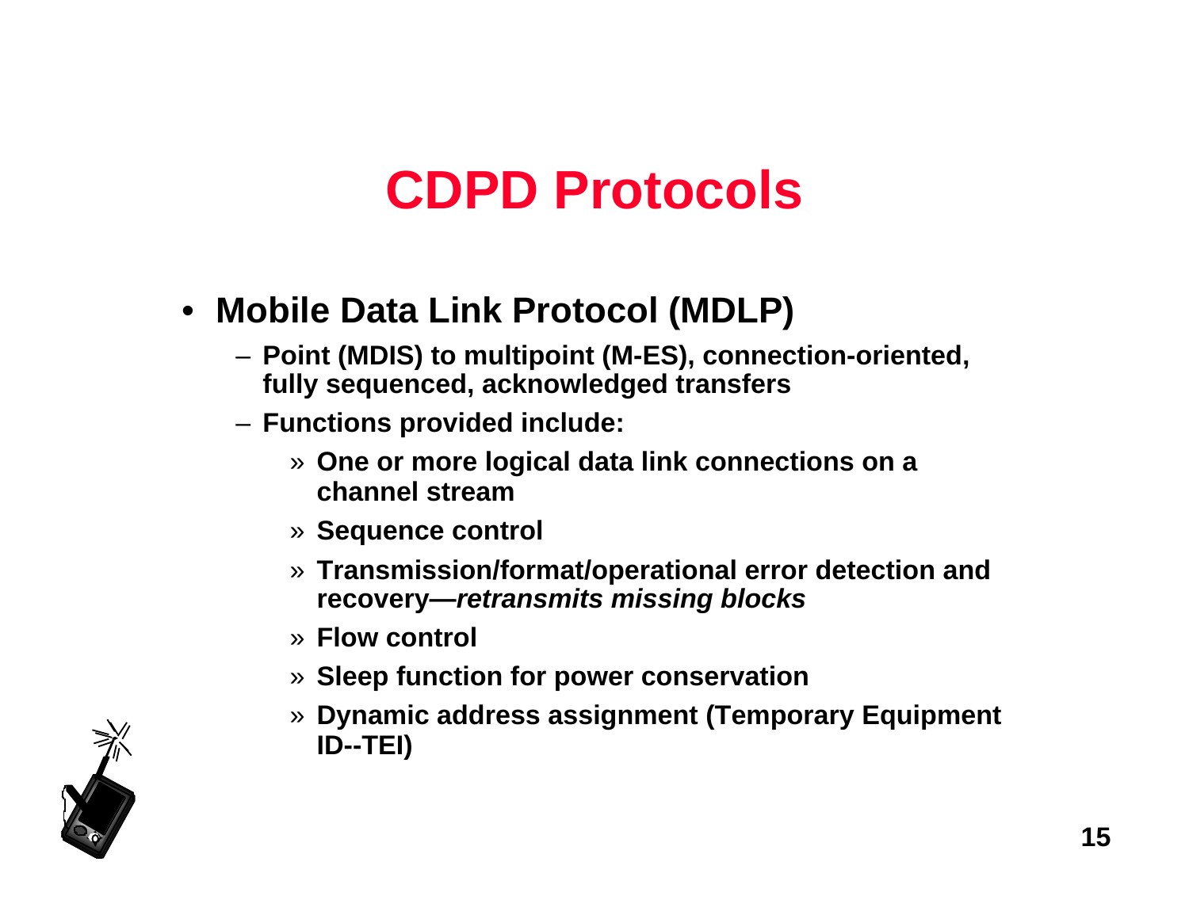# CDPD Protocols

- **Mobile Data Link Protocol (MDLP)**
  - **Point (MDIS) to multipoint (M-ES), connection-oriented, fully sequenced, acknowledged transfers**
  - **Functions provided include:**
    - » **One or more logical data link connections on a channel stream**
    - » **Sequence control**
    - » **Transmission/format/operational error detection and recovery—*retransmits missing blocks***
    - » **Flow control**
    - » **Sleep function for power conservation**
    - » **Dynamic address assignment (Temporary Equipment ID--TEI)**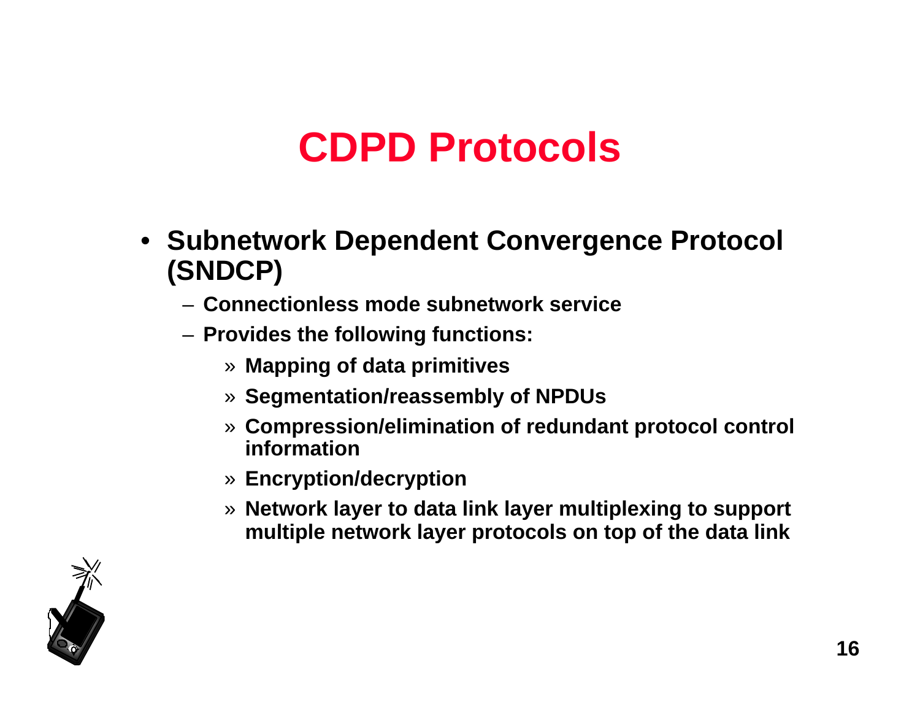# CDPD Protocols

- **Subnetwork Dependent Convergence Protocol (SNDCP)**
  - **Connectionless mode subnetwork service**
  - **Provides the following functions:**
    - » **Mapping of data primitives**
    - » **Segmentation/reassembly of NPDUs**
    - » **Compression/elimination of redundant protocol control information**
    - » **Encryption/decryption**
    - » **Network layer to data link layer multiplexing to support multiple network layer protocols on top of the data link**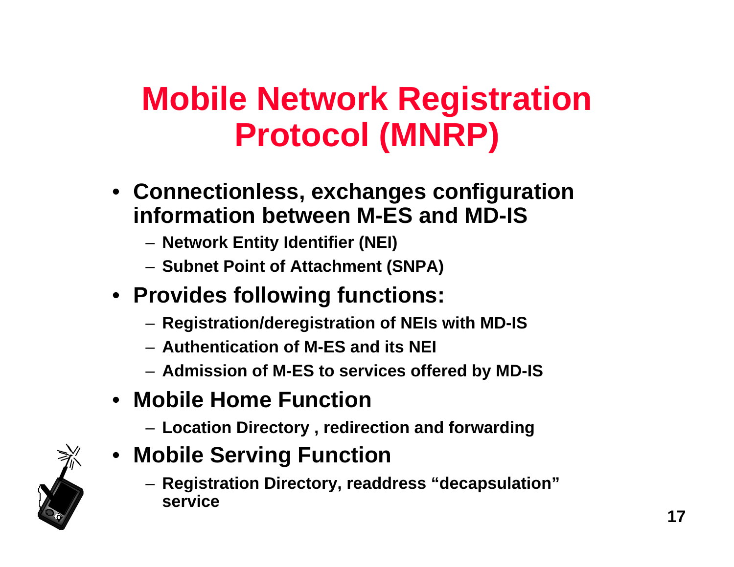# Mobile Network Registration Protocol (MNRP)

- **Connectionless, exchanges configuration information between M-ES and MD-IS**
  - **Network Entity Identifier (NEI)**
  - **Subnet Point of Attachment (SNPA)**
- **Provides following functions:**
  - **Registration/deregistration of NEIs with MD-IS**
  - **Authentication of M-ES and its NEI**
  - **Admission of M-ES to services offered by MD-IS**
- **Mobile Home Function**
  - **Location Directory , redirection and forwarding**
- **Mobile Serving Function**
  - **Registration Directory, readdress "decapsulation" service**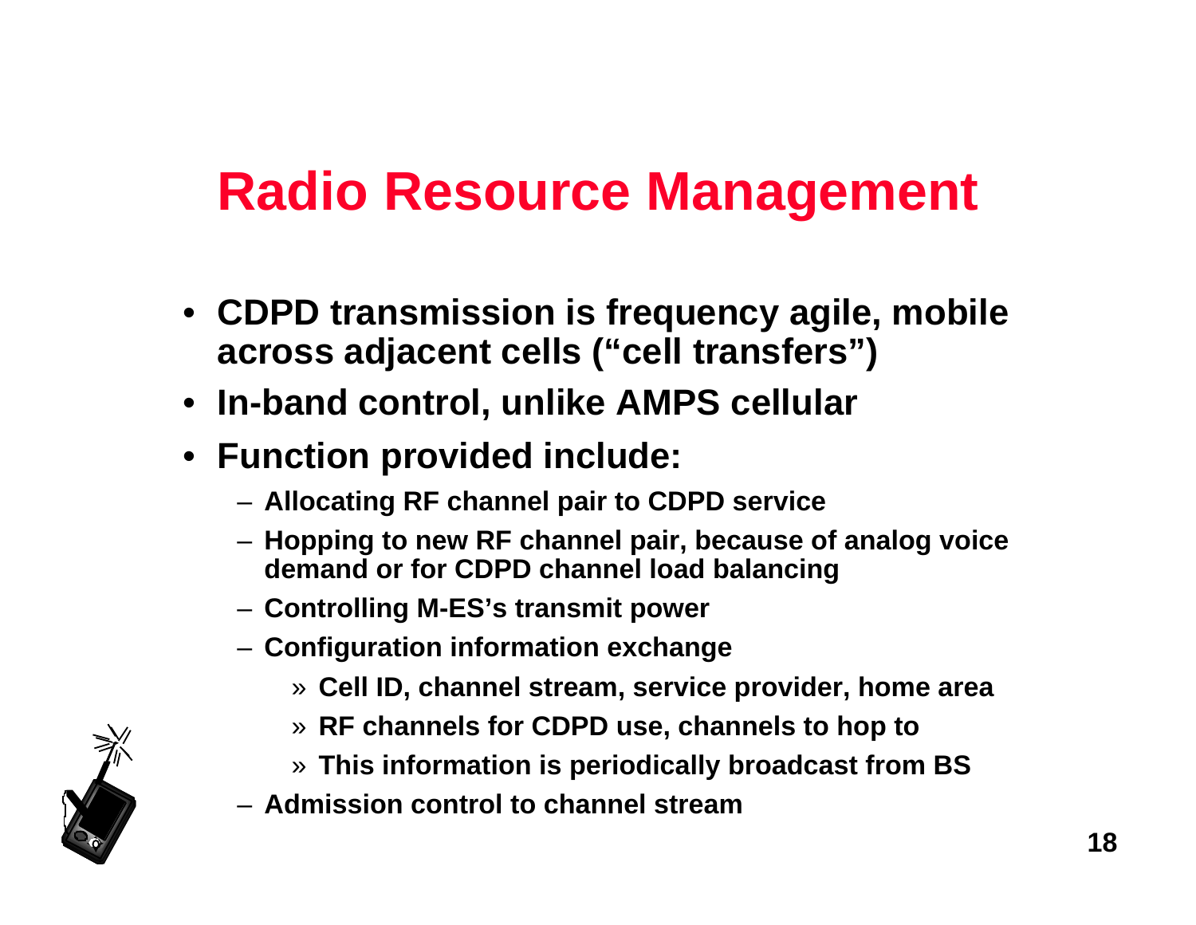# Radio Resource Management

- **CDPD transmission is frequency agile, mobile across adjacent cells ("cell transfers")**
- **In-band control, unlike AMPS cellular**
- **Function provided include:**
  - **Allocating RF channel pair to CDPD service**
  - **Hopping to new RF channel pair, because of analog voice demand or for CDPD channel load balancing**
  - **Controlling M-ES's transmit power**
  - **Configuration information exchange**
    - **Cell ID, channel stream, service provider, home area**
    - **RF channels for CDPD use, channels to hop to**
    - **This information is periodically broadcast from BS**
  - **Admission control to channel stream**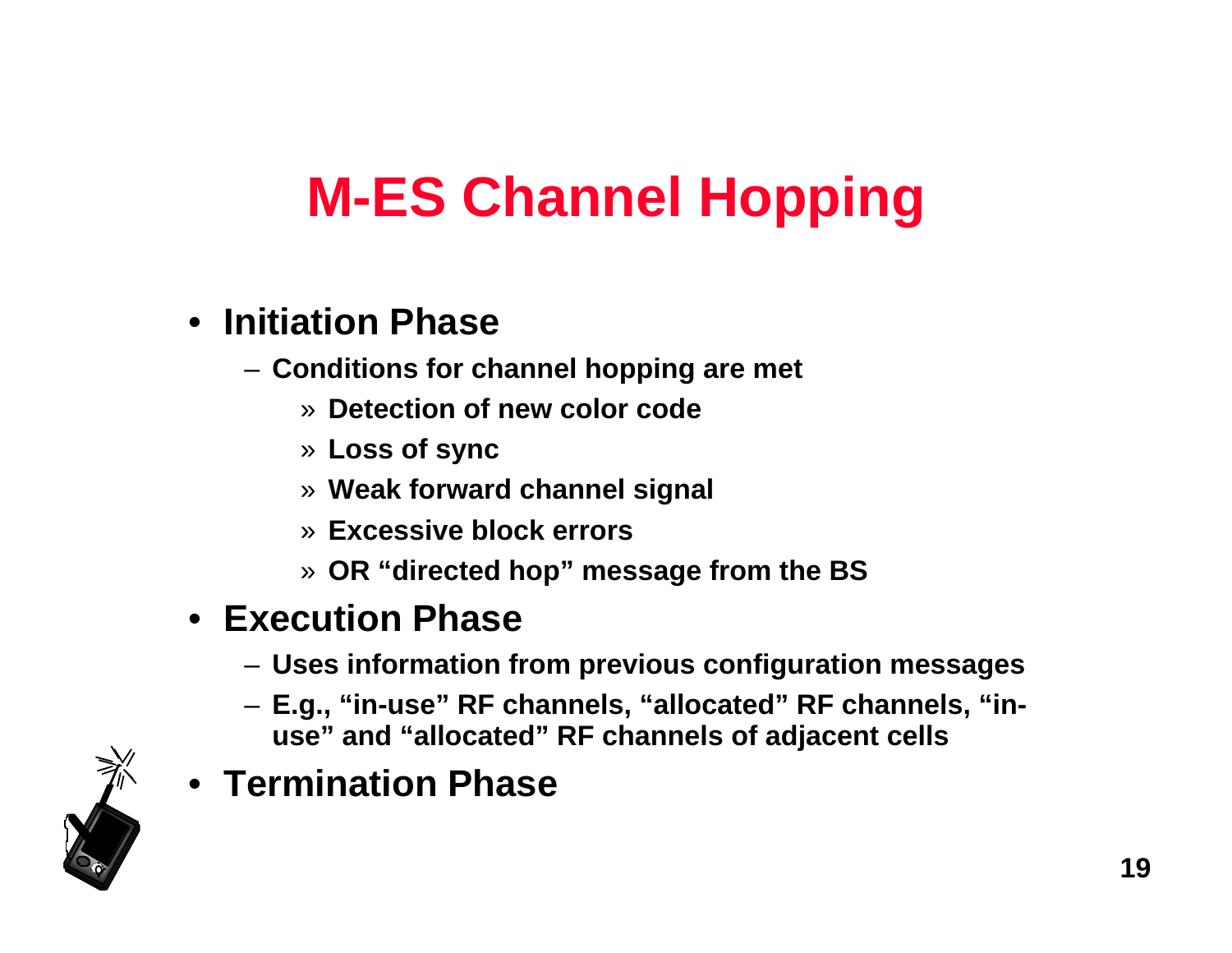# M-ES Channel Hopping

- **Initiation Phase**
  - **Conditions for channel hopping are met**
    - **Detection of new color code**
    - **Loss of sync**
    - **Weak forward channel signal**
    - **Excessive block errors**
    - **OR "directed hop" message from the BS**
- **Execution Phase**
  - **Uses information from previous configuration messages**
  - **E.g., "in-use" RF channels, "allocated" RF channels, "in-use" and "allocated" RF channels of adjacent cells**
- **Termination Phase**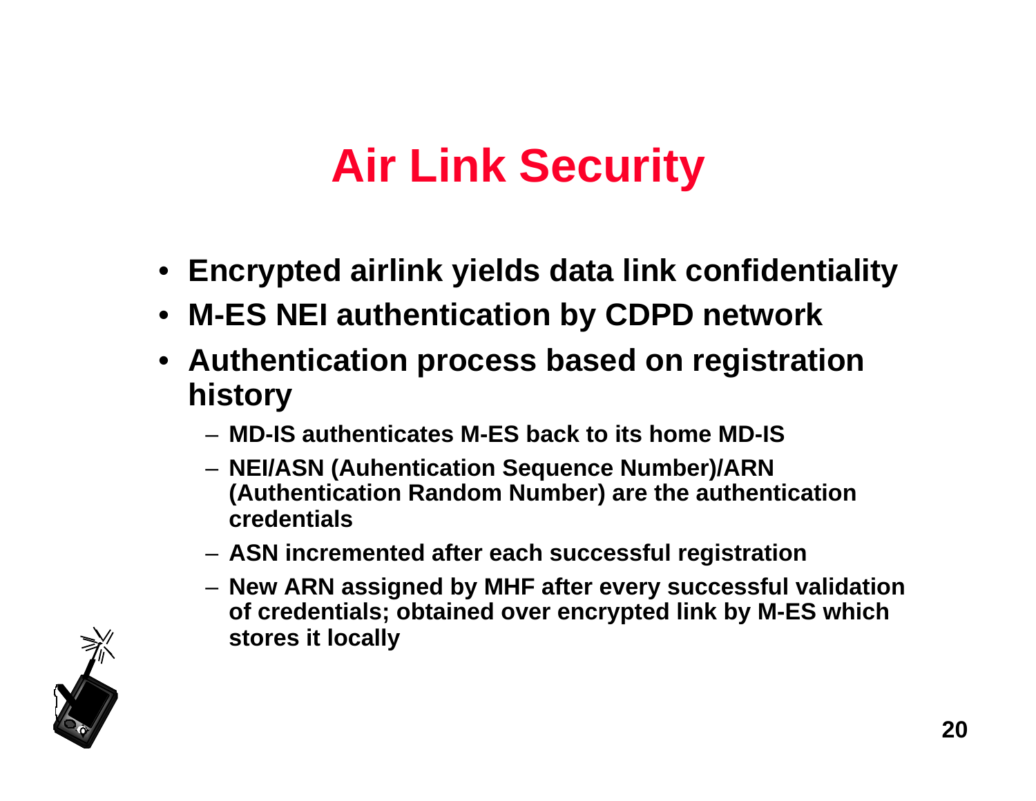# Air Link Security

- **Encrypted airlink yields data link confidentiality**
- **M-ES NEI authentication by CDPD network**
- **Authentication process based on registration history**
  - **MD-IS authenticates M-ES back to its home MD-IS**
  - **NEI/ASN (Auhentication Sequence Number)/ARN (Authentication Random Number) are the authentication credentials**
  - **ASN incremented after each successful registration**
  - **New ARN assigned by MHF after every successful validation of credentials; obtained over encrypted link by M-ES which stores it locally**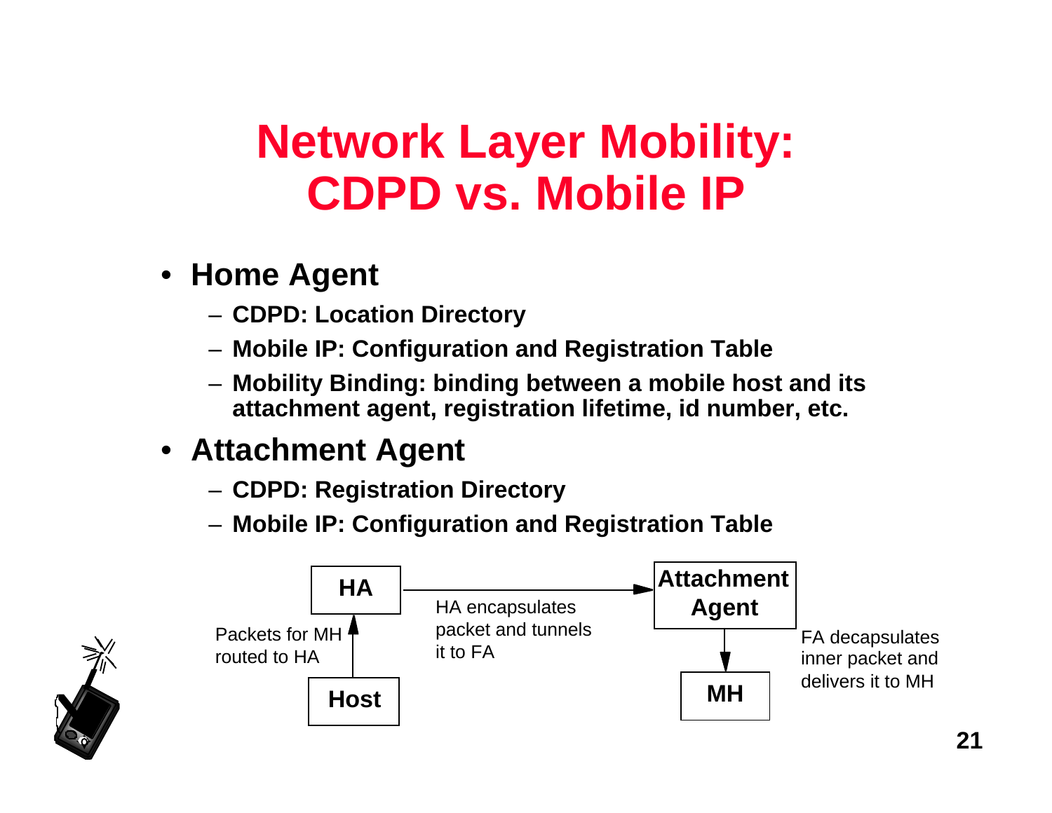# Network Layer Mobility: CDPD vs. Mobile IP

- **Home Agent**
  - **CDPD: Location Directory**
  - **Mobile IP: Configuration and Registration Table**
  - **Mobility Binding: binding between a mobile host and its attachment agent, registration lifetime, id number, etc.**
- **Attachment Agent**
  - **CDPD: Registration Directory**
  - **Mobile IP: Configuration and Registration Table**

**HA** → **Attachment Agent**: HA encapsulates packet and tunnels it to FA

**Host** → **HA**: Packets for MH routed to HA

**Attachment Agent** → **MH**: FA decapsulates inner packet and delivers it to MH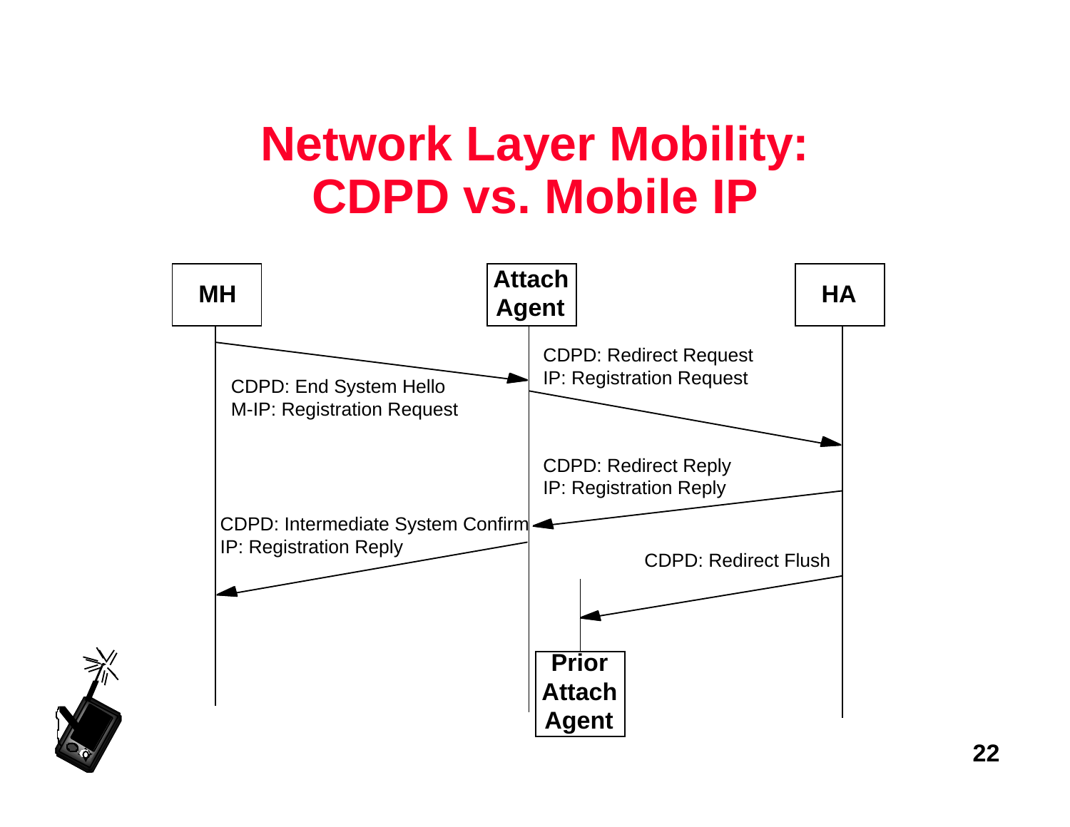# Network Layer Mobility: CDPD vs. Mobile IP

**MH** — **Attach Agent** — **HA**

- MH → Attach Agent: CDPD: End System Hello / M-IP: Registration Request
- Attach Agent → HA: CDPD: Redirect Request / IP: Registration Request
- HA → Attach Agent: CDPD: Redirect Reply / IP: Registration Reply
- Attach Agent → MH: CDPD: Intermediate System Confirm / IP: Registration Reply
- HA → Prior Attach Agent: CDPD: Redirect Flush

**Prior Attach Agent**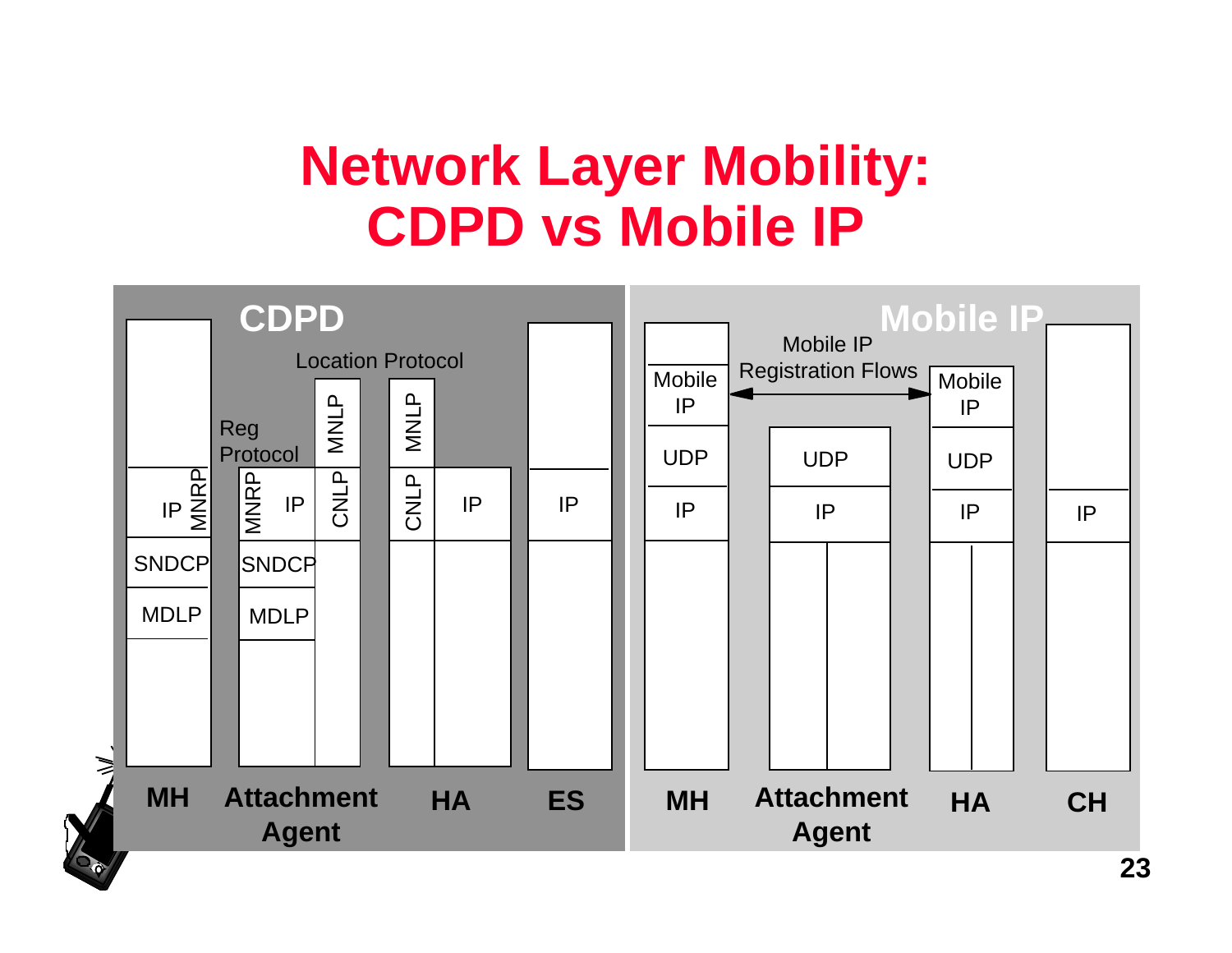# Network Layer Mobility: CDPD vs Mobile IP

**CDPD**

Location Protocol

Reg Protocol

| MH | Attachment Agent | | HA | | ES |
|---|---|---|---|---|---|
| | | MNLP | MNLP | | |
| IP / MNRP | MNRP / IP | CNLP | CNLP | IP | IP |
| SNDCP | SNDCP | | | | |
| MDLP | MDLP | | | | |

**Mobile IP**

Mobile IP Registration Flows

| MH | Attachment Agent | HA | CH |
|---|---|---|---|
| Mobile IP | | Mobile IP | |
| UDP | UDP | UDP | |
| IP | IP | IP | IP |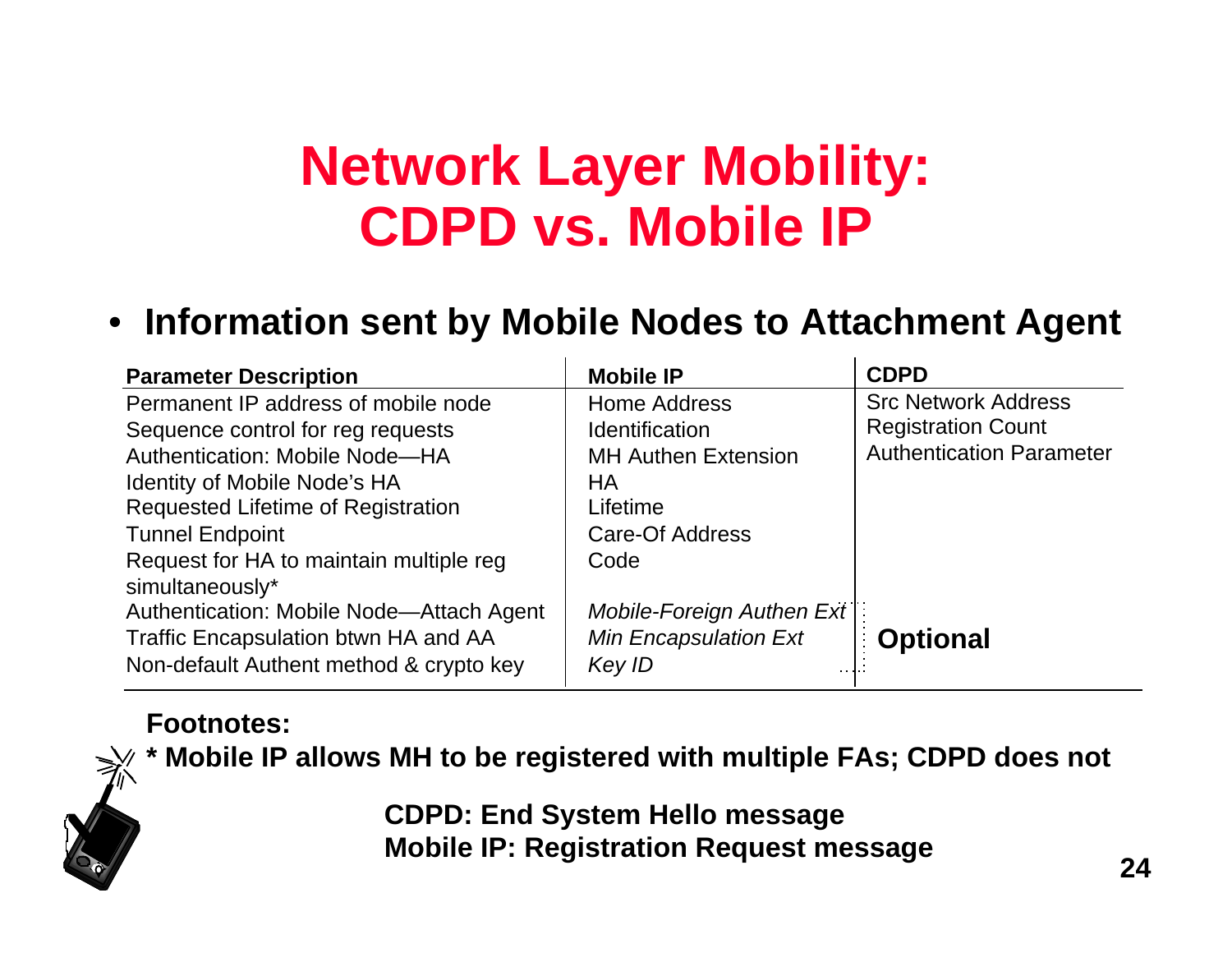# Network Layer Mobility: CDPD vs. Mobile IP

- **Information sent by Mobile Nodes to Attachment Agent**

| Parameter Description | Mobile IP | CDPD |
|---|---|---|
| Permanent IP address of mobile node | Home Address | Src Network Address |
| Sequence control for reg requests | Identification | Registration Count |
| Authentication: Mobile Node—HA | MH Authen Extension | Authentication Parameter |
| Identity of Mobile Node's HA | HA | |
| Requested Lifetime of Registration | Lifetime | |
| Tunnel Endpoint | Care-Of Address | |
| Request for HA to maintain multiple reg simultaneously* | Code | |
| Authentication: Mobile Node—Attach Agent | *Mobile-Foreign Authen Ext* | **Optional** |
| Traffic Encapsulation btwn HA and AA | *Min Encapsulation Ext* | **Optional** |
| Non-default Authent method & crypto key | *Key ID* | **Optional** |

**Footnotes:**

**\* Mobile IP allows MH to be registered with multiple FAs; CDPD does not**

**CDPD: End System Hello message**
**Mobile IP: Registration Request message**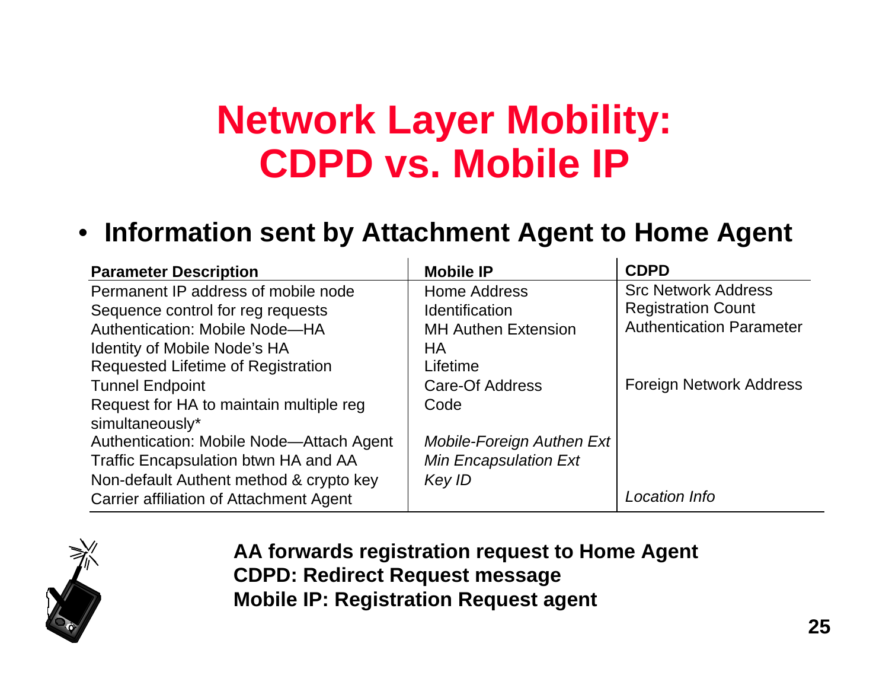# Network Layer Mobility: CDPD vs. Mobile IP

- **Information sent by Attachment Agent to Home Agent**

| Parameter Description | Mobile IP | CDPD |
|---|---|---|
| Permanent IP address of mobile node | Home Address | Src Network Address |
| Sequence control for reg requests | Identification | Registration Count |
| Authentication: Mobile Node—HA | MH Authen Extension | Authentication Parameter |
| Identity of Mobile Node's HA | HA | |
| Requested Lifetime of Registration | Lifetime | |
| Tunnel Endpoint | Care-Of Address | Foreign Network Address |
| Request for HA to maintain multiple reg simultaneously* | Code | |
| Authentication: Mobile Node—Attach Agent | *Mobile-Foreign Authen Ext* | |
| Traffic Encapsulation btwn HA and AA | *Min Encapsulation Ext* | |
| Non-default Authent method & crypto key | *Key ID* | |
| Carrier affiliation of Attachment Agent | | *Location Info* |

**AA forwards registration request to Home Agent**
**CDPD: Redirect Request message**
**Mobile IP: Registration Request agent**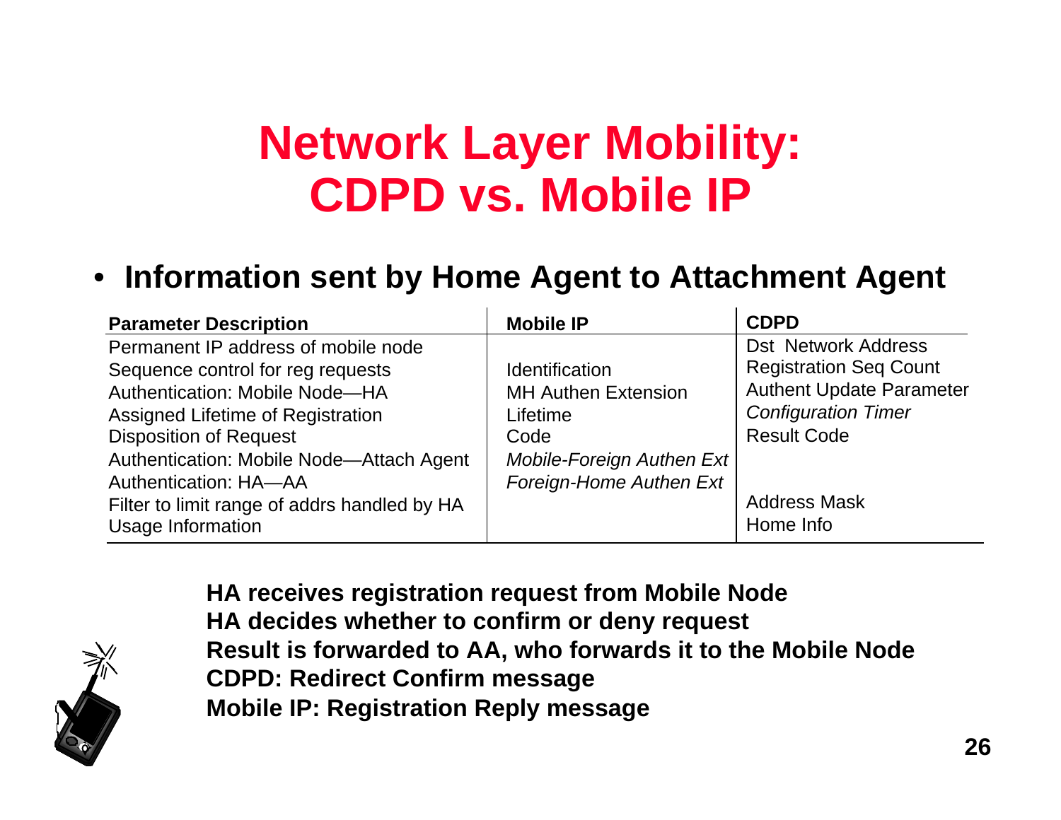# Network Layer Mobility: CDPD vs. Mobile IP

- **Information sent by Home Agent to Attachment Agent**

| Parameter Description | Mobile IP | CDPD |
|---|---|---|
| Permanent IP address of mobile node | | Dst Network Address |
| Sequence control for reg requests | Identification | Registration Seq Count |
| Authentication: Mobile Node—HA | MH Authen Extension | Authent Update Parameter |
| Assigned Lifetime of Registration | Lifetime | *Configuration Timer* |
| Disposition of Request | Code | Result Code |
| Authentication: Mobile Node—Attach Agent | *Mobile-Foreign Authen Ext* | |
| Authentication: HA—AA | *Foreign-Home Authen Ext* | |
| Filter to limit range of addrs handled by HA | | Address Mask |
| Usage Information | | Home Info |

**HA receives registration request from Mobile Node**
**HA decides whether to confirm or deny request**
**Result is forwarded to AA, who forwards it to the Mobile Node**
**CDPD: Redirect Confirm message**
**Mobile IP: Registration Reply message**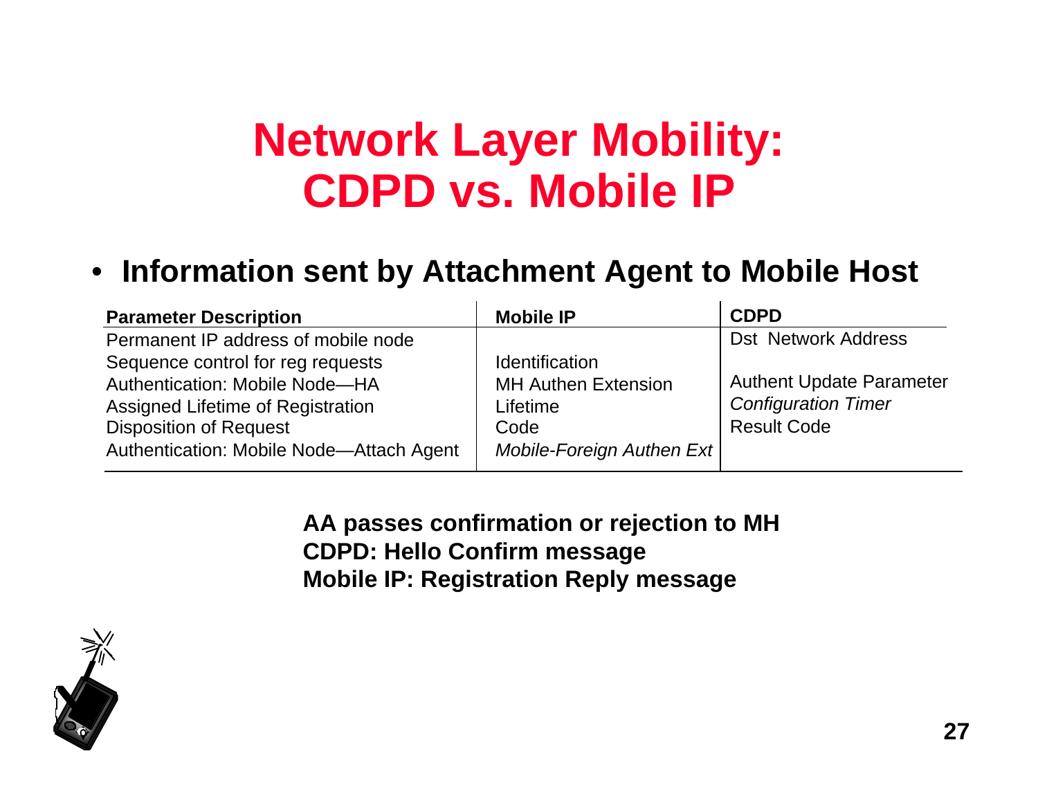# Network Layer Mobility: CDPD vs. Mobile IP

- **Information sent by Attachment Agent to Mobile Host**

| **Parameter Description** | **Mobile IP** | **CDPD** |
|---|---|---|
| Permanent IP address of mobile node | | Dst Network Address |
| Sequence control for reg requests | Identification | |
| Authentication: Mobile Node—HA | MH Authen Extension | Authent Update Parameter |
| Assigned Lifetime of Registration | Lifetime | *Configuration Timer* |
| Disposition of Request | Code | Result Code |
| Authentication: Mobile Node—Attach Agent | *Mobile-Foreign Authen Ext* | |

**AA passes confirmation or rejection to MH**
**CDPD: Hello Confirm message**
**Mobile IP: Registration Reply message**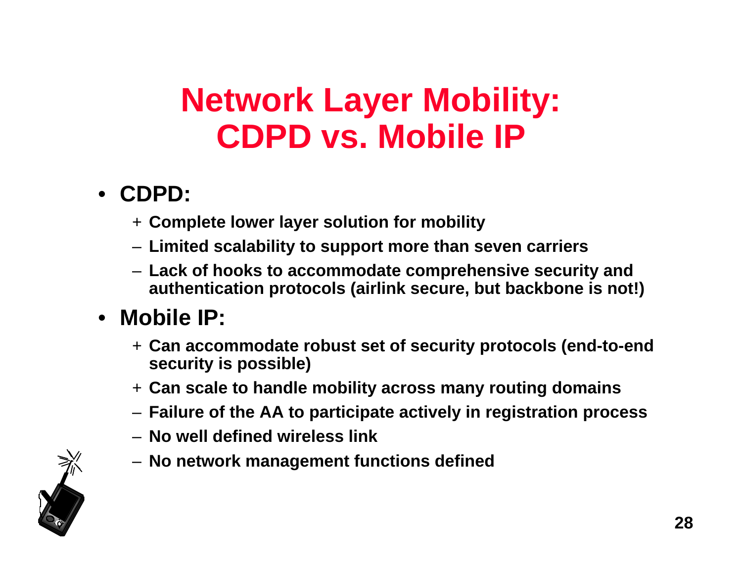# Network Layer Mobility: CDPD vs. Mobile IP

- **CDPD:**
  - \+ **Complete lower layer solution for mobility**
  - – **Limited scalability to support more than seven carriers**
  - – **Lack of hooks to accommodate comprehensive security and authentication protocols (airlink secure, but backbone is not!)**
- **Mobile IP:**
  - \+ **Can accommodate robust set of security protocols (end-to-end security is possible)**
  - \+ **Can scale to handle mobility across many routing domains**
  - – **Failure of the AA to participate actively in registration process**
  - – **No well defined wireless link**
  - – **No network management functions defined**